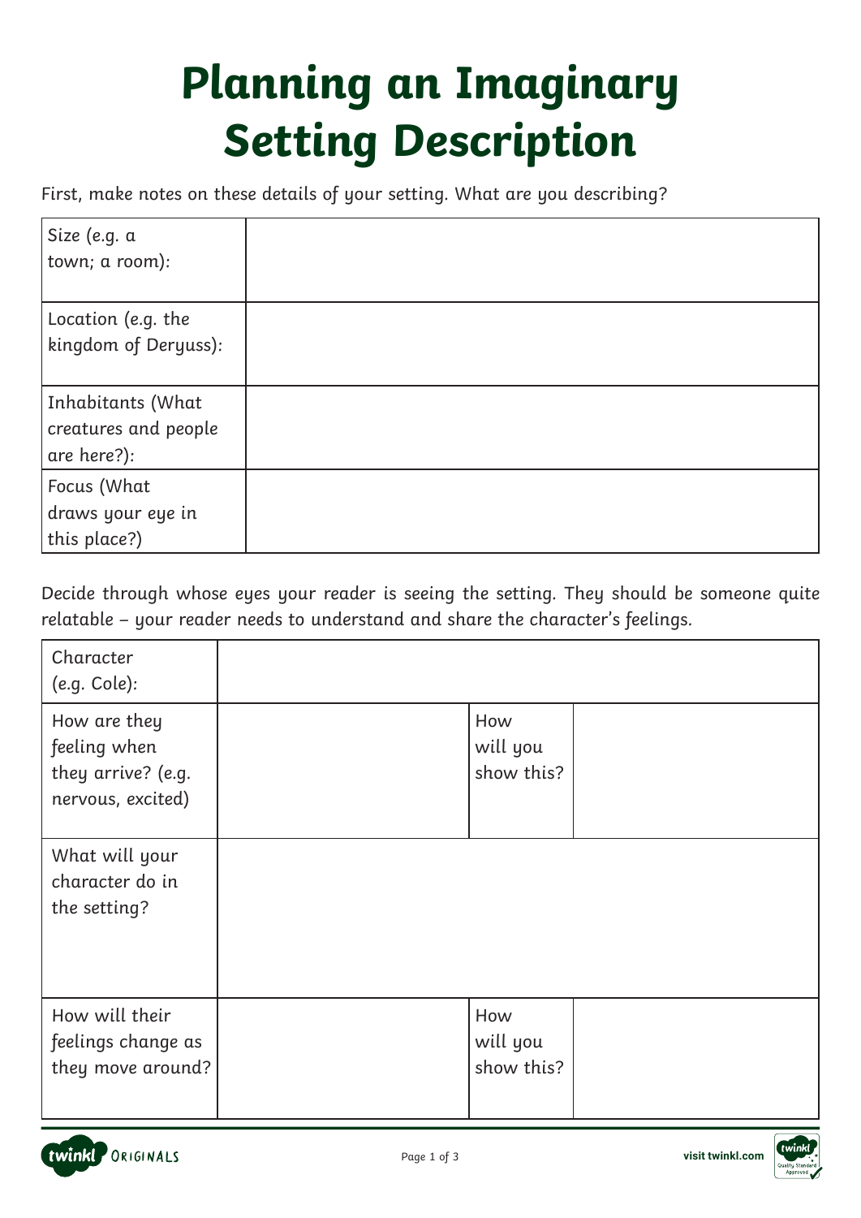# Planning an Imaginary Setting Description

First, make notes on these details of your setting. What are you describing?

| | |
|---|---|
| Size (e.g. a town; a room): | |
| Location (e.g. the kingdom of Deryuss): | |
| Inhabitants (What creatures and people are here?): | |
| Focus (What draws your eye in this place?) | |

Decide through whose eyes your reader is seeing the setting. They should be someone quite relatable – your reader needs to understand and share the character's feelings.

| | | | |
|---|---|---|---|
| Character (e.g. Cole): | | | |
| How are they feeling when they arrive? (e.g. nervous, excited) | | How will you show this? | |
| What will your character do in the setting? | | | |
| How will their feelings change as they move around? | | How will you show this? | |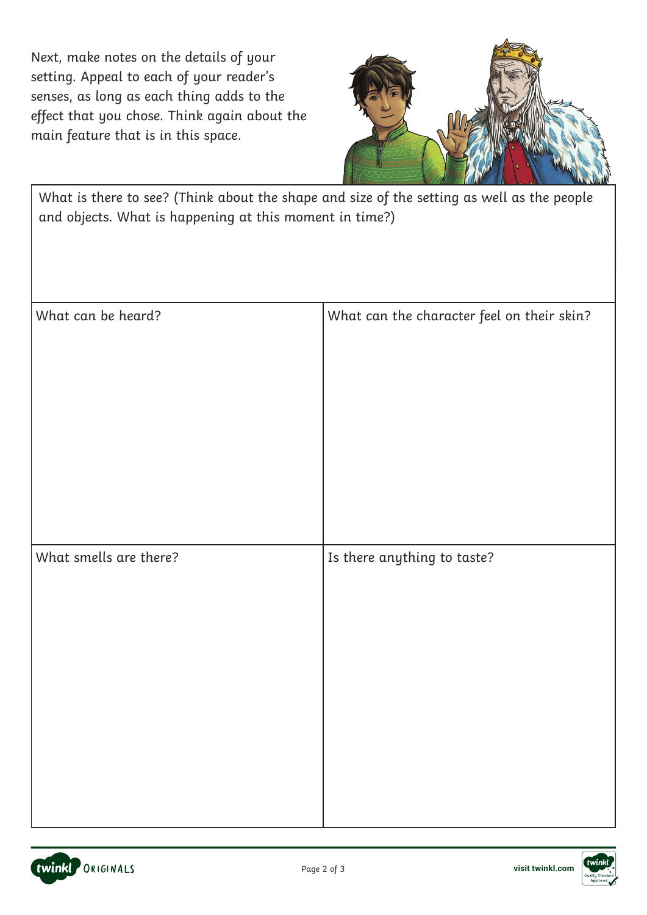Next, make notes on the details of your setting. Appeal to each of your reader's senses, as long as each thing adds to the effect that you chose. Think again about the main feature that is in this space.

| What is there to see? (Think about the shape and size of the setting as well as the people and objects. What is happening at this moment in time?) | |
|---|---|
| What can be heard? | What can the character feel on their skin? |
| What smells are there? | Is there anything to taste? |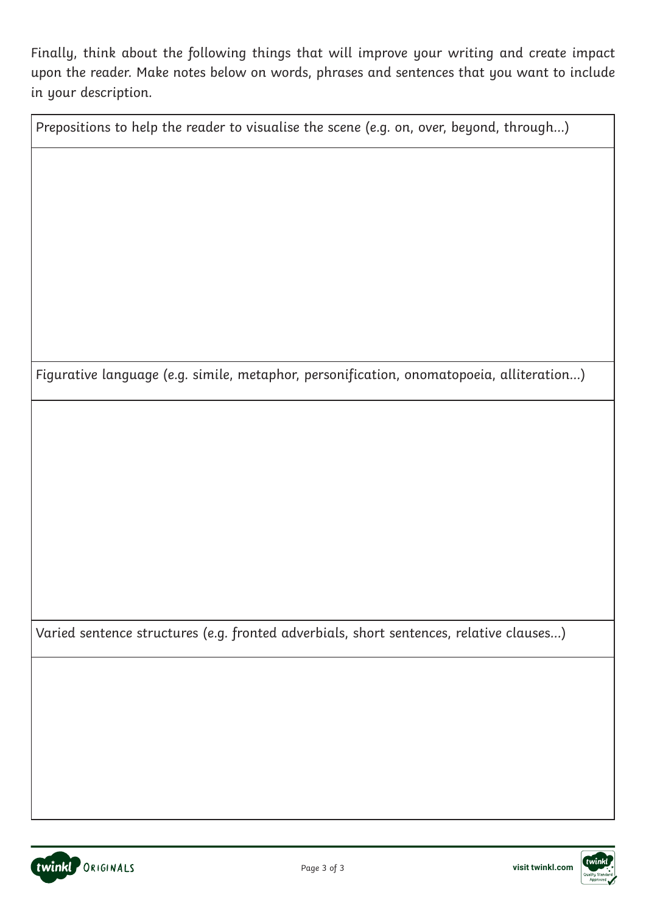Finally, think about the following things that will improve your writing and create impact upon the reader. Make notes below on words, phrases and sentences that you want to include in your description.

| Prepositions to help the reader to visualise the scene (e.g. on, over, beyond, through…) |
| --- |
| |

| Figurative language (e.g. simile, metaphor, personification, onomatopoeia, alliteration…) |
| --- |
| |

| Varied sentence structures (e.g. fronted adverbials, short sentences, relative clauses…) |
| --- |
| |